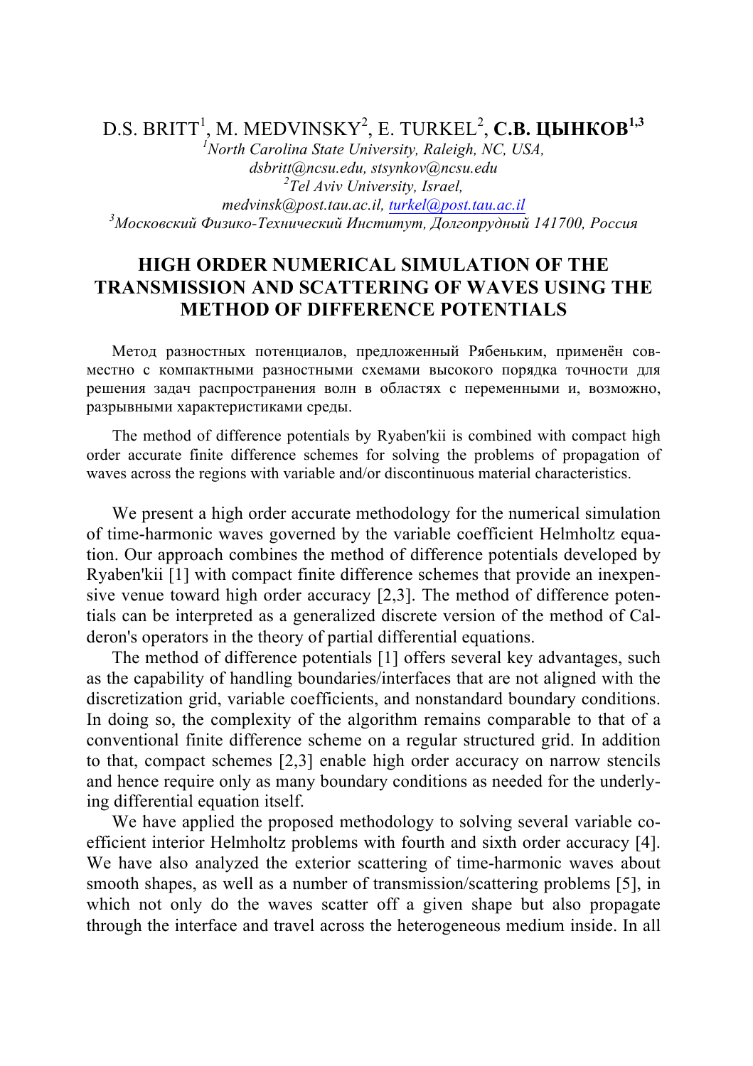D.S. BRITT[1], M. MEDVINSKY[2], E. TURKEL[2], **С.В. ЦЫНКОВ[1,3]**

[1]*North Carolina State University, Raleigh, NC, USA,*
*dsbritt@ncsu.edu, stsynkov@ncsu.edu*
[2]*Tel Aviv University, Israel,*
*medvinsk@post.tau.ac.il, turkel@post.tau.ac.il*
[3]*Московский Физико-Технический Институт, Долгопрудный 141700, Россия*

# HIGH ORDER NUMERICAL SIMULATION OF THE TRANSMISSION AND SCATTERING OF WAVES USING THE METHOD OF DIFFERENCE POTENTIALS

Метод разностных потенциалов, предложенный Рябеньким, применён совместно с компактными разностными схемами высокого порядка точности для решения задач распространения волн в областях с переменными и, возможно, разрывными характеристиками среды.

The method of difference potentials by Ryaben'kii is combined with compact high order accurate finite difference schemes for solving the problems of propagation of waves across the regions with variable and/or discontinuous material characteristics.

We present a high order accurate methodology for the numerical simulation of time-harmonic waves governed by the variable coefficient Helmholtz equation. Our approach combines the method of difference potentials developed by Ryaben'kii [1] with compact finite difference schemes that provide an inexpensive venue toward high order accuracy [2,3]. The method of difference potentials can be interpreted as a generalized discrete version of the method of Calderon's operators in the theory of partial differential equations.

The method of difference potentials [1] offers several key advantages, such as the capability of handling boundaries/interfaces that are not aligned with the discretization grid, variable coefficients, and nonstandard boundary conditions. In doing so, the complexity of the algorithm remains comparable to that of a conventional finite difference scheme on a regular structured grid. In addition to that, compact schemes [2,3] enable high order accuracy on narrow stencils and hence require only as many boundary conditions as needed for the underlying differential equation itself.

We have applied the proposed methodology to solving several variable coefficient interior Helmholtz problems with fourth and sixth order accuracy [4]. We have also analyzed the exterior scattering of time-harmonic waves about smooth shapes, as well as a number of transmission/scattering problems [5], in which not only do the waves scatter off a given shape but also propagate through the interface and travel across the heterogeneous medium inside. In all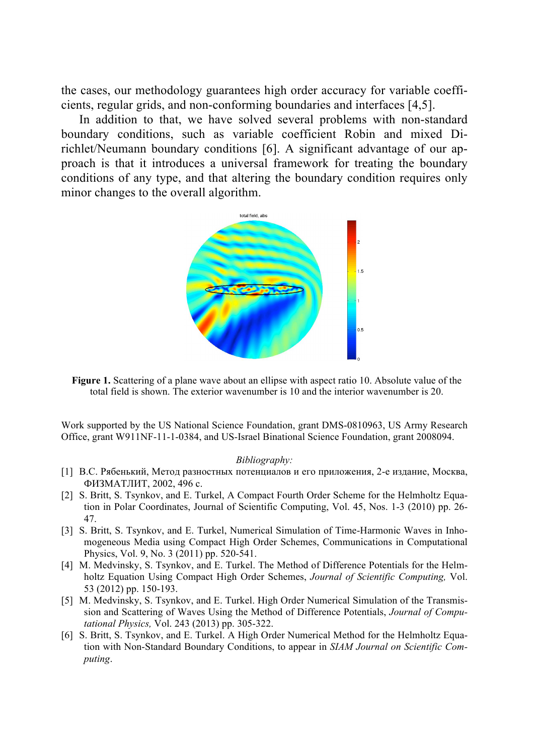the cases, our methodology guarantees high order accuracy for variable coefficients, regular grids, and non-conforming boundaries and interfaces [4,5].

In addition to that, we have solved several problems with non-standard boundary conditions, such as variable coefficient Robin and mixed Dirichlet/Neumann boundary conditions [6]. A significant advantage of our approach is that it introduces a universal framework for treating the boundary conditions of any type, and that altering the boundary condition requires only minor changes to the overall algorithm.

total field, abs

2

1.5

1

0.5

0

**Figure 1.** Scattering of a plane wave about an ellipse with aspect ratio 10. Absolute value of the total field is shown. The exterior wavenumber is 10 and the interior wavenumber is 20.

Work supported by the US National Science Foundation, grant DMS-0810963, US Army Research Office, grant W911NF-11-1-0384, and US-Israel Binational Science Foundation, grant 2008094.

*Bibliography:*

[1] В.С. Рябенький, Метод разностных потенциалов и его приложения, 2-е издание, Москва, ФИЗМАТЛИТ, 2002, 496 с.

[2] S. Britt, S. Tsynkov, and E. Turkel, A Compact Fourth Order Scheme for the Helmholtz Equation in Polar Coordinates, Journal of Scientific Computing, Vol. 45, Nos. 1-3 (2010) pp. 26-47.

[3] S. Britt, S. Tsynkov, and E. Turkel, Numerical Simulation of Time-Harmonic Waves in Inhomogeneous Media using Compact High Order Schemes, Communications in Computational Physics, Vol. 9, No. 3 (2011) pp. 520-541.

[4] M. Medvinsky, S. Tsynkov, and E. Turkel. The Method of Difference Potentials for the Helmholtz Equation Using Compact High Order Schemes, *Journal of Scientific Computing,* Vol. 53 (2012) pp. 150-193.

[5] M. Medvinsky, S. Tsynkov, and E. Turkel. High Order Numerical Simulation of the Transmission and Scattering of Waves Using the Method of Difference Potentials, *Journal of Computational Physics,* Vol. 243 (2013) pp. 305-322.

[6] S. Britt, S. Tsynkov, and E. Turkel. A High Order Numerical Method for the Helmholtz Equation with Non-Standard Boundary Conditions, to appear in *SIAM Journal on Scientific Computing*.